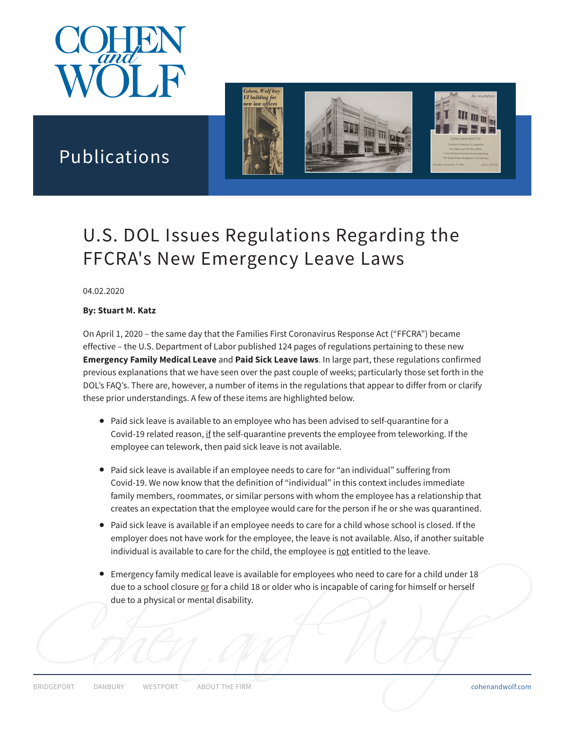# U.S. DOL Issues Regulations Regarding the FFCRA's New Emergency Leave Laws

04.02.2020

**By: Stuart M. Katz**

On April 1, 2020 – the same day that the Families First Coronavirus Response Act ("FFCRA") became effective – the U.S. Department of Labor published 124 pages of regulations pertaining to these new **Emergency Family Medical Leave** and **Paid Sick Leave laws**. In large part, these regulations confirmed previous explanations that we have seen over the past couple of weeks; particularly those set forth in the DOL's FAQ's. There are, however, a number of items in the regulations that appear to differ from or clarify these prior understandings. A few of these items are highlighted below.

- Paid sick leave is available to an employee who has been advised to self-quarantine for a Covid-19 related reason, if the self-quarantine prevents the employee from teleworking. If the employee can telework, then paid sick leave is not available.
- Paid sick leave is available if an employee needs to care for "an individual" suffering from Covid-19. We now know that the definition of "individual" in this context includes immediate family members, roommates, or similar persons with whom the employee has a relationship that creates an expectation that the employee would care for the person if he or she was quarantined.
- Paid sick leave is available if an employee needs to care for a child whose school is closed. If the employer does not have work for the employee, the leave is not available. Also, if another suitable individual is available to care for the child, the employee is not entitled to the leave.
- Emergency family medical leave is available for employees who need to care for a child under 18 due to a school closure or for a child 18 or older who is incapable of caring for himself or herself due to a physical or mental disability.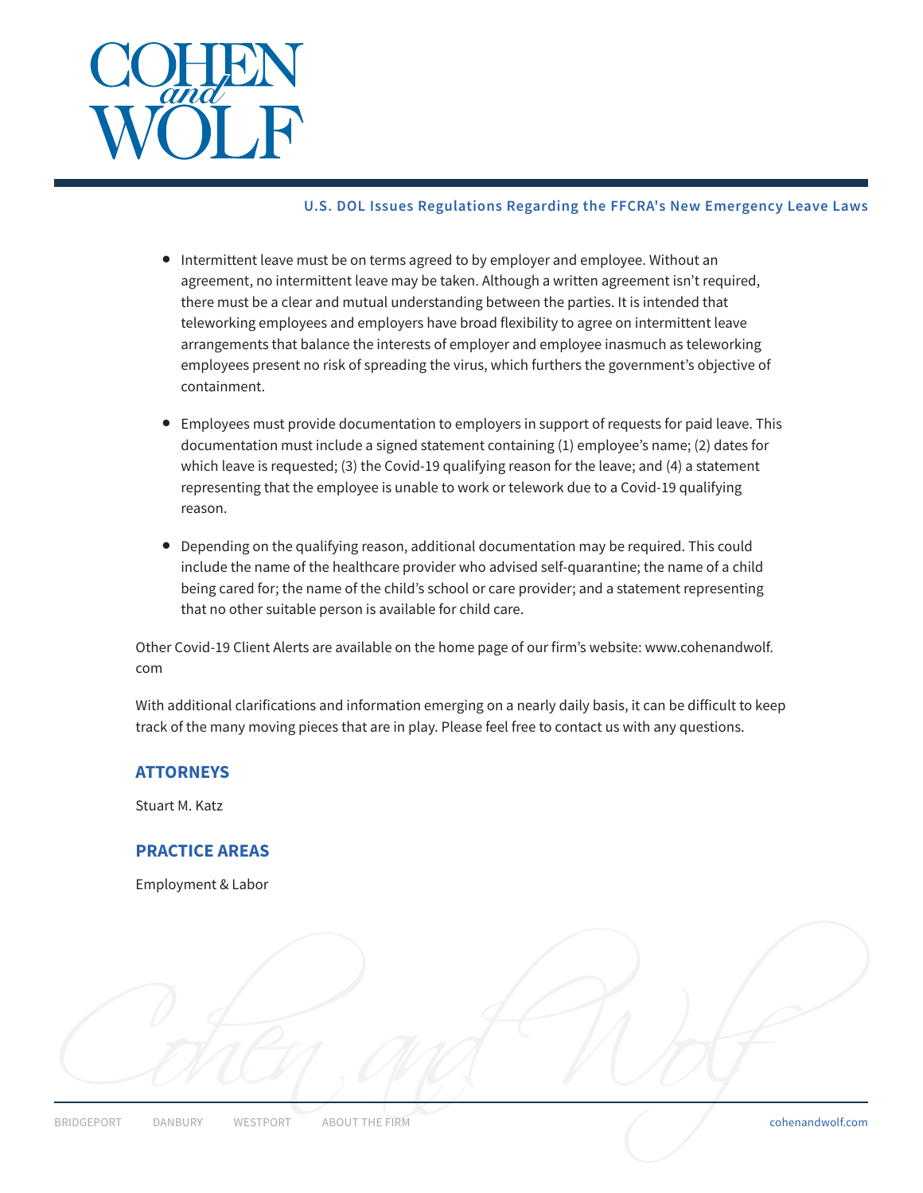- Intermittent leave must be on terms agreed to by employer and employee. Without an agreement, no intermittent leave may be taken. Although a written agreement isn't required, there must be a clear and mutual understanding between the parties. It is intended that teleworking employees and employers have broad flexibility to agree on intermittent leave arrangements that balance the interests of employer and employee inasmuch as teleworking employees present no risk of spreading the virus, which furthers the government's objective of containment.

- Employees must provide documentation to employers in support of requests for paid leave. This documentation must include a signed statement containing (1) employee's name; (2) dates for which leave is requested; (3) the Covid-19 qualifying reason for the leave; and (4) a statement representing that the employee is unable to work or telework due to a Covid-19 qualifying reason.

- Depending on the qualifying reason, additional documentation may be required. This could include the name of the healthcare provider who advised self-quarantine; the name of a child being cared for; the name of the child's school or care provider; and a statement representing that no other suitable person is available for child care.

Other Covid-19 Client Alerts are available on the home page of our firm's website: www.cohenandwolf.com

With additional clarifications and information emerging on a nearly daily basis, it can be difficult to keep track of the many moving pieces that are in play. Please feel free to contact us with any questions.

## ATTORNEYS

Stuart M. Katz

## PRACTICE AREAS

Employment & Labor